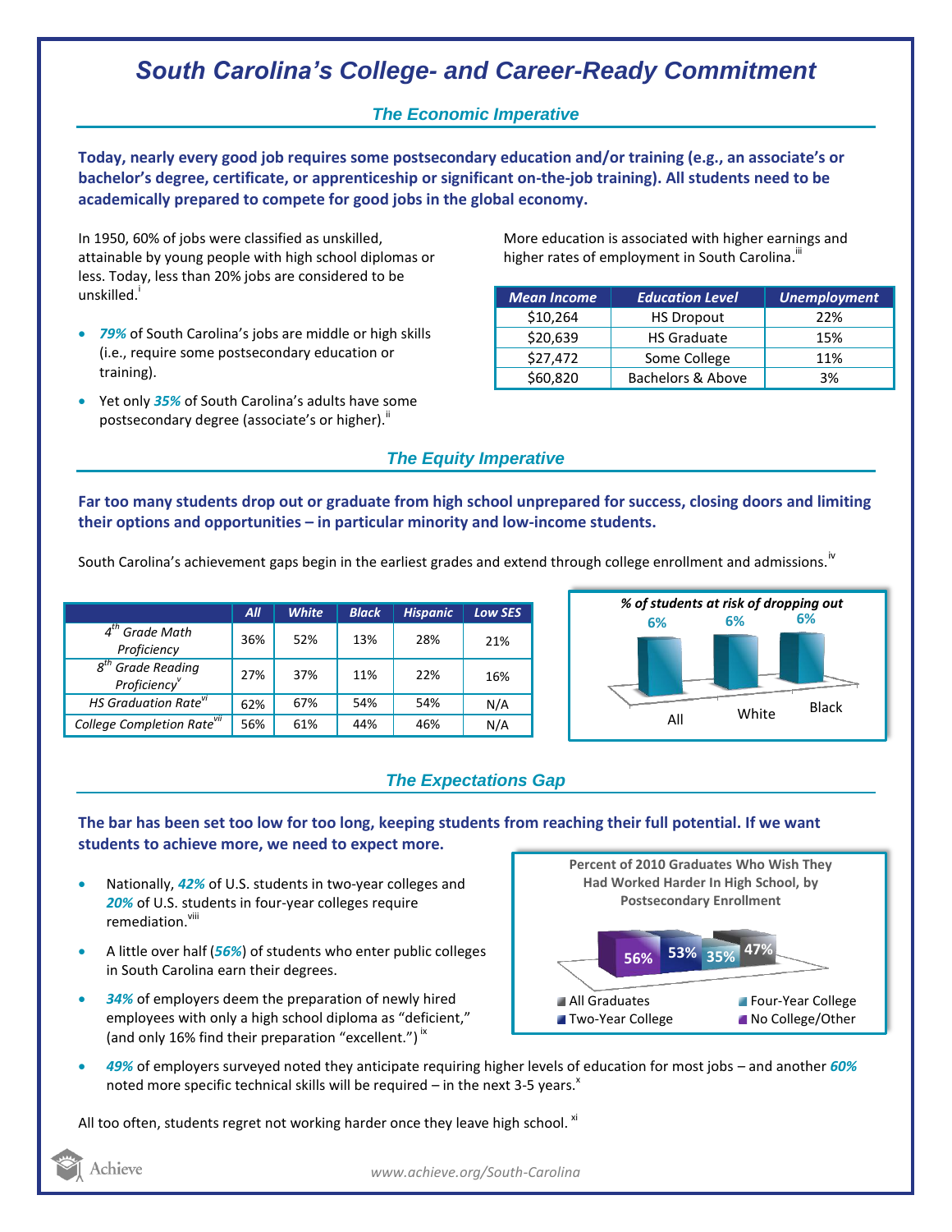# South Carolina's College- and Career-Ready Commitment

## The Economic Imperative

**Today, nearly every good job requires some postsecondary education and/or training (e.g., an associate's or bachelor's degree, certificate, or apprenticeship or significant on-the-job training). All students need to be academically prepared to compete for good jobs in the global economy.**

In 1950, 60% of jobs were classified as unskilled, attainable by young people with high school diplomas or less. Today, less than 20% jobs are considered to be unskilled.[i]

- ***79%*** of South Carolina's jobs are middle or high skills (i.e., require some postsecondary education or training).
- Yet only ***35%*** of South Carolina's adults have some postsecondary degree (associate's or higher).[ii]

More education is associated with higher earnings and higher rates of employment in South Carolina.[iii]

| Mean Income | Education Level | Unemployment |
|---|---|---|
| $10,264 | HS Dropout | 22% |
| $20,639 | HS Graduate | 15% |
| $27,472 | Some College | 11% |
| $60,820 | Bachelors & Above | 3% |

## The Equity Imperative

**Far too many students drop out or graduate from high school unprepared for success, closing doors and limiting their options and opportunities – in particular minority and low-income students.**

South Carolina's achievement gaps begin in the earliest grades and extend through college enrollment and admissions.[iv]

| | All | White | Black | Hispanic | Low SES |
|---|---|---|---|---|---|
| 4th Grade Math Proficiency | 36% | 52% | 13% | 28% | 21% |
| 8th Grade Reading Proficiency[v] | 27% | 37% | 11% | 22% | 16% |
| HS Graduation Rate[vi] | 62% | 67% | 54% | 54% | N/A |
| College Completion Rate[vii] | 56% | 61% | 44% | 46% | N/A |

*% of students at risk of dropping out*

| All | White | Black |
|---|---|---|
| 6% | 6% | 6% |

## The Expectations Gap

**The bar has been set too low for too long, keeping students from reaching their full potential. If we want students to achieve more, we need to expect more.**

- Nationally, ***42%*** of U.S. students in two-year colleges and ***20%*** of U.S. students in four-year colleges require remediation.[viii]
- A little over half (***56%***) of students who enter public colleges in South Carolina earn their degrees.
- ***34%*** of employers deem the preparation of newly hired employees with only a high school diploma as "deficient," (and only 16% find their preparation "excellent.")[ix]
- ***49%*** of employers surveyed noted they anticipate requiring higher levels of education for most jobs – and another ***60%*** noted more specific technical skills will be required – in the next 3-5 years.[x]

**Percent of 2010 Graduates Who Wish They Had Worked Harder In High School, by Postsecondary Enrollment**

| All Graduates | Two-Year College | Four-Year College | No College/Other |
|---|---|---|---|
| 47% | 53% | 35% | 56% |

All too often, students regret not working harder once they leave high school.[xi]

www.achieve.org/South-Carolina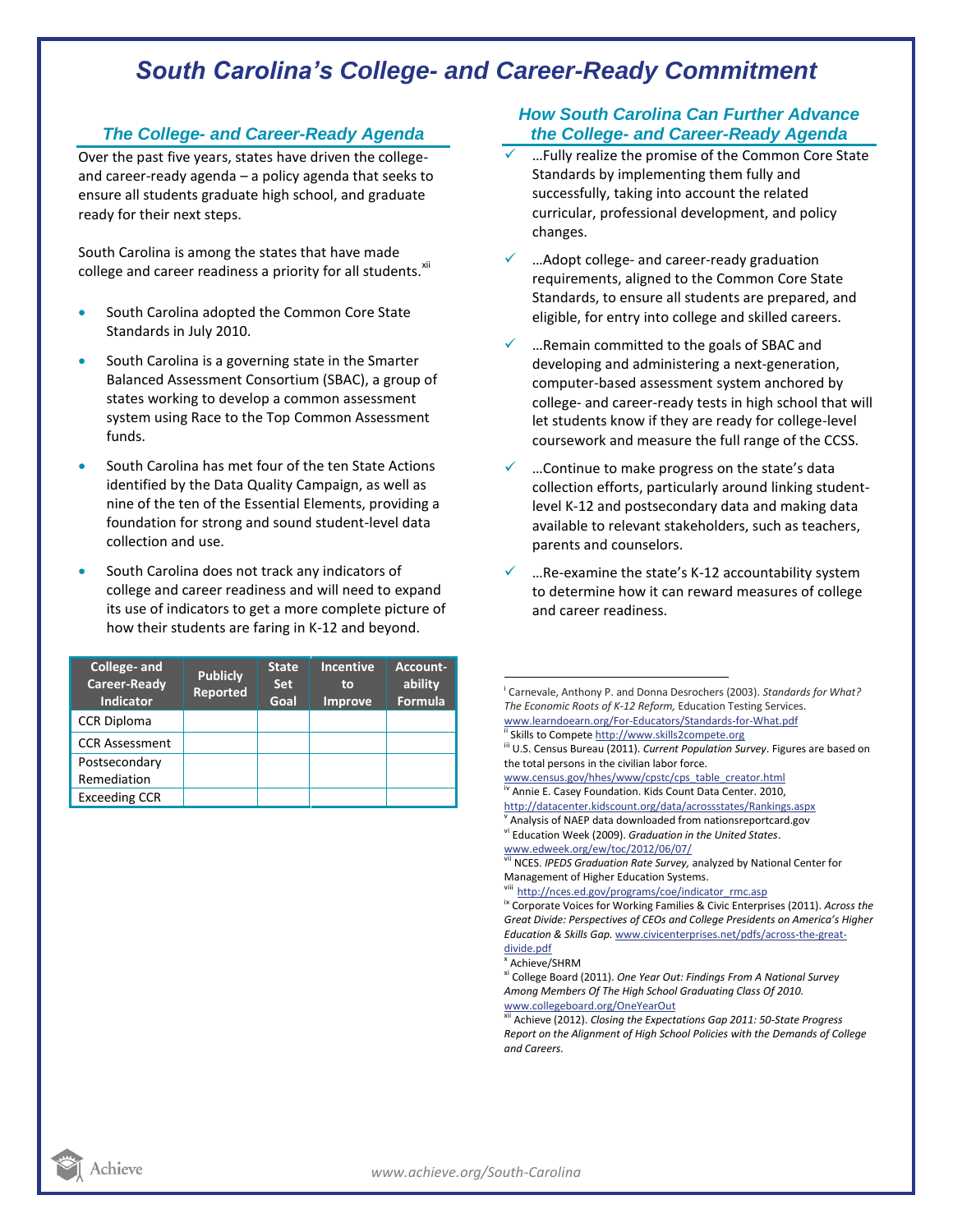／# South Carolina's College- and Career-Ready Commitment

## The College- and Career-Ready Agenda

Over the past five years, states have driven the college- and career-ready agenda – a policy agenda that seeks to ensure all students graduate high school, and graduate ready for their next steps.

South Carolina is among the states that have made college and career readiness a priority for all students.[xii]

- South Carolina adopted the Common Core State Standards in July 2010.
- South Carolina is a governing state in the Smarter Balanced Assessment Consortium (SBAC), a group of states working to develop a common assessment system using Race to the Top Common Assessment funds.
- South Carolina has met four of the ten State Actions identified by the Data Quality Campaign, as well as nine of the ten of the Essential Elements, providing a foundation for strong and sound student-level data collection and use.
- South Carolina does not track any indicators of college and career readiness and will need to expand its use of indicators to get a more complete picture of how their students are faring in K-12 and beyond.

| College- and Career-Ready Indicator | Publicly Reported | State Set Goal | Incentive to Improve | Account-ability Formula |
|---|---|---|---|---|
| CCR Diploma | | | | |
| CCR Assessment | | | | |
| Postsecondary Remediation | | | | |
| Exceeding CCR | | | | |

## How South Carolina Can Further Advance the College- and Career-Ready Agenda

- ✓ …Fully realize the promise of the Common Core State Standards by implementing them fully and successfully, taking into account the related curricular, professional development, and policy changes.
- ✓ …Adopt college- and career-ready graduation requirements, aligned to the Common Core State Standards, to ensure all students are prepared, and eligible, for entry into college and skilled careers.
- ✓ …Remain committed to the goals of SBAC and developing and administering a next-generation, computer-based assessment system anchored by college- and career-ready tests in high school that will let students know if they are ready for college-level coursework and measure the full range of the CCSS.
- ✓ …Continue to make progress on the state's data collection efforts, particularly around linking student-level K-12 and postsecondary data and making data available to relevant stakeholders, such as teachers, parents and counselors.
- ✓ …Re-examine the state's K-12 accountability system to determine how it can reward measures of college and career readiness.

---

[i] Carnevale, Anthony P. and Donna Desrochers (2003). *Standards for What? The Economic Roots of K-12 Reform,* Education Testing Services. www.learndoearn.org/For-Educators/Standards-for-What.pdf

[ii] Skills to Compete http://www.skills2compete.org

[iii] U.S. Census Bureau (2011). *Current Population Survey*. Figures are based on the total persons in the civilian labor force. www.census.gov/hhes/www/cpstc/cps_table_creator.html

[iv] Annie E. Casey Foundation. Kids Count Data Center. 2010, http://datacenter.kidscount.org/data/acrossstates/Rankings.aspx

[v] Analysis of NAEP data downloaded from nationsreportcard.gov

[vi] Education Week (2009). *Graduation in the United States*. www.edweek.org/ew/toc/2012/06/07/

[vii] NCES. *IPEDS Graduation Rate Survey,* analyzed by National Center for Management of Higher Education Systems.

[viii] http://nces.ed.gov/programs/coe/indicator_rmc.asp

[ix] Corporate Voices for Working Families & Civic Enterprises (2011). *Across the Great Divide: Perspectives of CEOs and College Presidents on America's Higher Education & Skills Gap.* www.civicenterprises.net/pdfs/across-the-great-divide.pdf

[x] Achieve/SHRM

[xi] College Board (2011). *One Year Out: Findings From A National Survey Among Members Of The High School Graduating Class Of 2010.* www.collegeboard.org/OneYearOut

[xii] Achieve (2012). *Closing the Expectations Gap 2011: 50-State Progress Report on the Alignment of High School Policies with the Demands of College and Careers.*